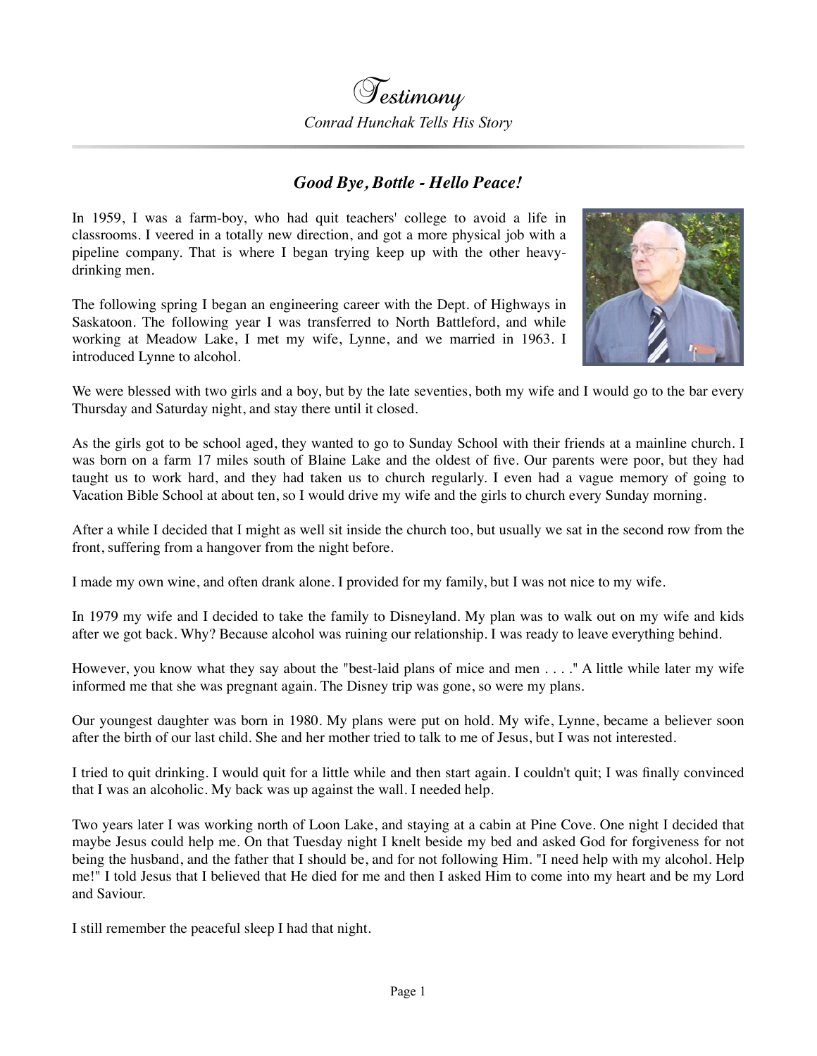# Testimony

*Conrad Hunchak Tells His Story*

## *Good Bye, Bottle - Hello Peace!*

In 1959, I was a farm-boy, who had quit teachers' college to avoid a life in classrooms. I veered in a totally new direction, and got a more physical job with a pipeline company. That is where I began trying keep up with the other heavy-drinking men.

The following spring I began an engineering career with the Dept. of Highways in Saskatoon. The following year I was transferred to North Battleford, and while working at Meadow Lake, I met my wife, Lynne, and we married in 1963. I introduced Lynne to alcohol.

We were blessed with two girls and a boy, but by the late seventies, both my wife and I would go to the bar every Thursday and Saturday night, and stay there until it closed.

As the girls got to be school aged, they wanted to go to Sunday School with their friends at a mainline church. I was born on a farm 17 miles south of Blaine Lake and the oldest of five. Our parents were poor, but they had taught us to work hard, and they had taken us to church regularly. I even had a vague memory of going to Vacation Bible School at about ten, so I would drive my wife and the girls to church every Sunday morning.

After a while I decided that I might as well sit inside the church too, but usually we sat in the second row from the front, suffering from a hangover from the night before.

I made my own wine, and often drank alone. I provided for my family, but I was not nice to my wife.

In 1979 my wife and I decided to take the family to Disneyland. My plan was to walk out on my wife and kids after we got back. Why? Because alcohol was ruining our relationship. I was ready to leave everything behind.

However, you know what they say about the "best-laid plans of mice and men . . . ." A little while later my wife informed me that she was pregnant again. The Disney trip was gone, so were my plans.

Our youngest daughter was born in 1980. My plans were put on hold. My wife, Lynne, became a believer soon after the birth of our last child. She and her mother tried to talk to me of Jesus, but I was not interested.

I tried to quit drinking. I would quit for a little while and then start again. I couldn't quit; I was finally convinced that I was an alcoholic. My back was up against the wall. I needed help.

Two years later I was working north of Loon Lake, and staying at a cabin at Pine Cove. One night I decided that maybe Jesus could help me. On that Tuesday night I knelt beside my bed and asked God for forgiveness for not being the husband, and the father that I should be, and for not following Him. "I need help with my alcohol. Help me!" I told Jesus that I believed that He died for me and then I asked Him to come into my heart and be my Lord and Saviour.

I still remember the peaceful sleep I had that night.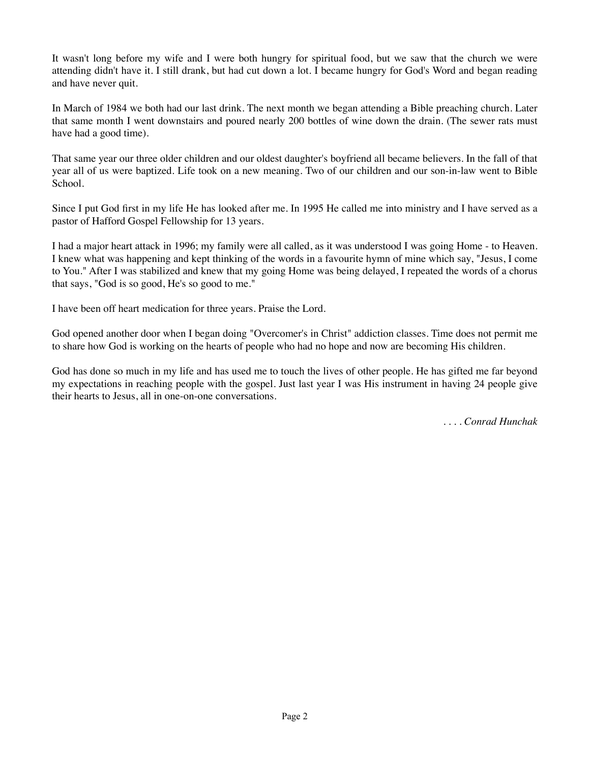It wasn't long before my wife and I were both hungry for spiritual food, but we saw that the church we were attending didn't have it. I still drank, but had cut down a lot. I became hungry for God's Word and began reading and have never quit.

In March of 1984 we both had our last drink. The next month we began attending a Bible preaching church. Later that same month I went downstairs and poured nearly 200 bottles of wine down the drain. (The sewer rats must have had a good time).

That same year our three older children and our oldest daughter's boyfriend all became believers. In the fall of that year all of us were baptized. Life took on a new meaning. Two of our children and our son-in-law went to Bible School.

Since I put God first in my life He has looked after me. In 1995 He called me into ministry and I have served as a pastor of Hafford Gospel Fellowship for 13 years.

I had a major heart attack in 1996; my family were all called, as it was understood I was going Home - to Heaven. I knew what was happening and kept thinking of the words in a favourite hymn of mine which say, "Jesus, I come to You." After I was stabilized and knew that my going Home was being delayed, I repeated the words of a chorus that says, "God is so good, He's so good to me."

I have been off heart medication for three years. Praise the Lord.

God opened another door when I began doing "Overcomer's in Christ" addiction classes. Time does not permit me to share how God is working on the hearts of people who had no hope and now are becoming His children.

God has done so much in my life and has used me to touch the lives of other people. He has gifted me far beyond my expectations in reaching people with the gospel. Just last year I was His instrument in having 24 people give their hearts to Jesus, all in one-on-one conversations.

. . . . *Conrad Hunchak*